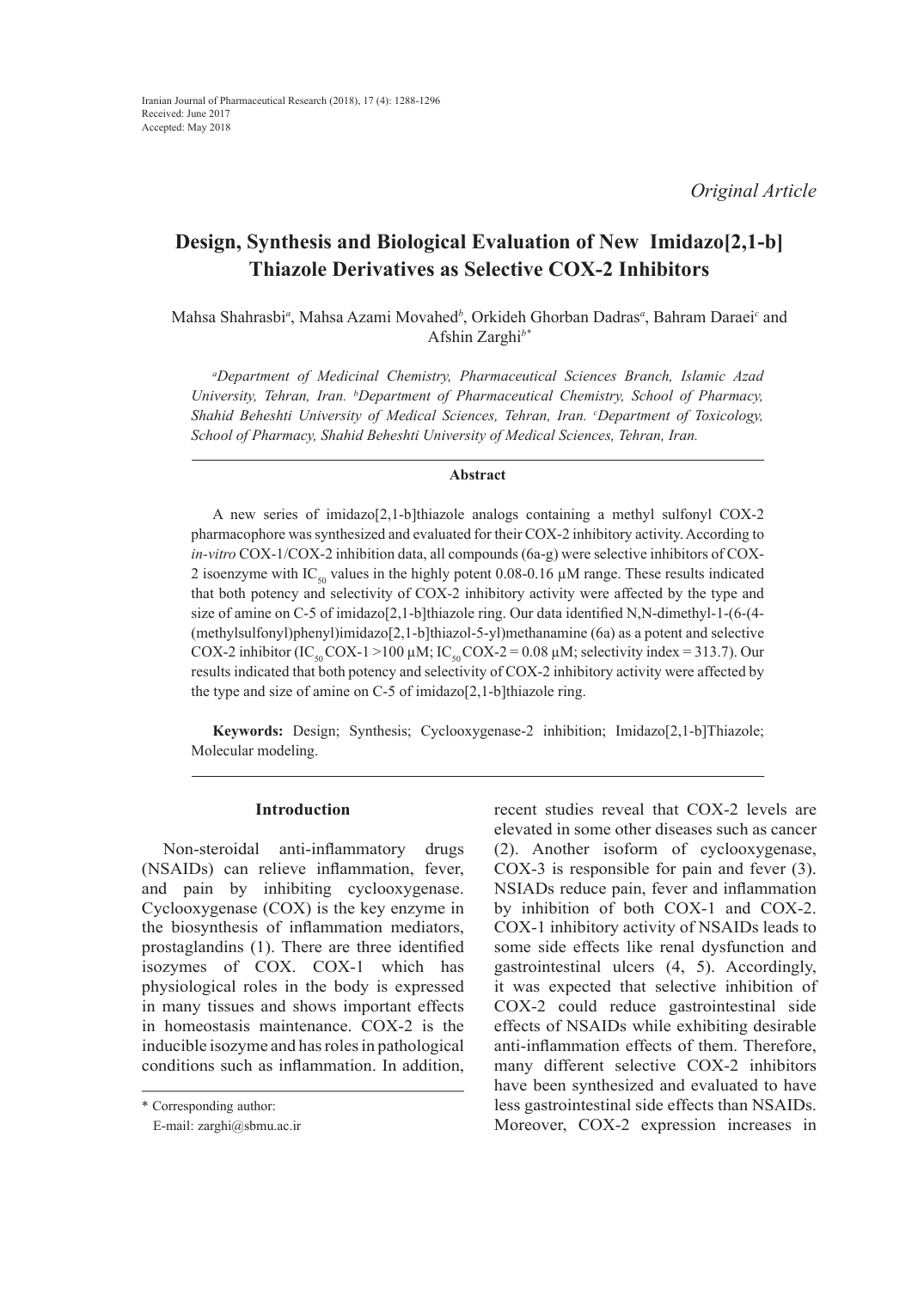Received: June 2017
Accepted: May 2018

*Original Article*

# Design, Synthesis and Biological Evaluation of New Imidazo[2,1-b] Thiazole Derivatives as Selective COX-2 Inhibitors

Mahsa Shahrasbi[a], Mahsa Azami Movahed[b], Orkideh Ghorban Dadras[a], Bahram Daraei[c] and Afshin Zarghi[b*]

*[a]Department of Medicinal Chemistry, Pharmaceutical Sciences Branch, Islamic Azad University, Tehran, Iran. [b]Department of Pharmaceutical Chemistry, School of Pharmacy, Shahid Beheshti University of Medical Sciences, Tehran, Iran. [c]Department of Toxicology, School of Pharmacy, Shahid Beheshti University of Medical Sciences, Tehran, Iran.*

## Abstract

A new series of imidazo[2,1-b]thiazole analogs containing a methyl sulfonyl COX-2 pharmacophore was synthesized and evaluated for their COX-2 inhibitory activity. According to *in-vitro* COX-1/COX-2 inhibition data, all compounds (6a-g) were selective inhibitors of COX-2 isoenzyme with $IC_{50}$ values in the highly potent 0.08-0.16 µM range. These results indicated that both potency and selectivity of COX-2 inhibitory activity were affected by the type and size of amine on C-5 of imidazo[2,1-b]thiazole ring. Our data identified N,N-dimethyl-1-(6-(4-(methylsulfonyl)phenyl)imidazo[2,1-b]thiazol-5-yl)methanamine (6a) as a potent and selective COX-2 inhibitor ($IC_{50}$ COX-1 >100 µM; $IC_{50}$ COX-2 = 0.08 µM; selectivity index = 313.7). Our results indicated that both potency and selectivity of COX-2 inhibitory activity were affected by the type and size of amine on C-5 of imidazo[2,1-b]thiazole ring.

**Keywords:** Design; Synthesis; Cyclooxygenase-2 inhibition; Imidazo[2,1-b]Thiazole; Molecular modeling.

## Introduction

Non-steroidal anti-inflammatory drugs (NSAIDs) can relieve inflammation, fever, and pain by inhibiting cyclooxygenase. Cyclooxygenase (COX) is the key enzyme in the biosynthesis of inflammation mediators, prostaglandins (1). There are three identified isozymes of COX. COX-1 which has physiological roles in the body is expressed in many tissues and shows important effects in homeostasis maintenance. COX-2 is the inducible isozyme and has roles in pathological conditions such as inflammation. In addition, recent studies reveal that COX-2 levels are elevated in some other diseases such as cancer (2). Another isoform of cyclooxygenase, COX-3 is responsible for pain and fever (3). NSIADs reduce pain, fever and inflammation by inhibition of both COX-1 and COX-2. COX-1 inhibitory activity of NSAIDs leads to some side effects like renal dysfunction and gastrointestinal ulcers (4, 5). Accordingly, it was expected that selective inhibition of COX-2 could reduce gastrointestinal side effects of NSAIDs while exhibiting desirable anti-inflammation effects of them. Therefore, many different selective COX-2 inhibitors have been synthesized and evaluated to have less gastrointestinal side effects than NSAIDs. Moreover, COX-2 expression increases in

\* Corresponding author:
E-mail: zarghi@sbmu.ac.ir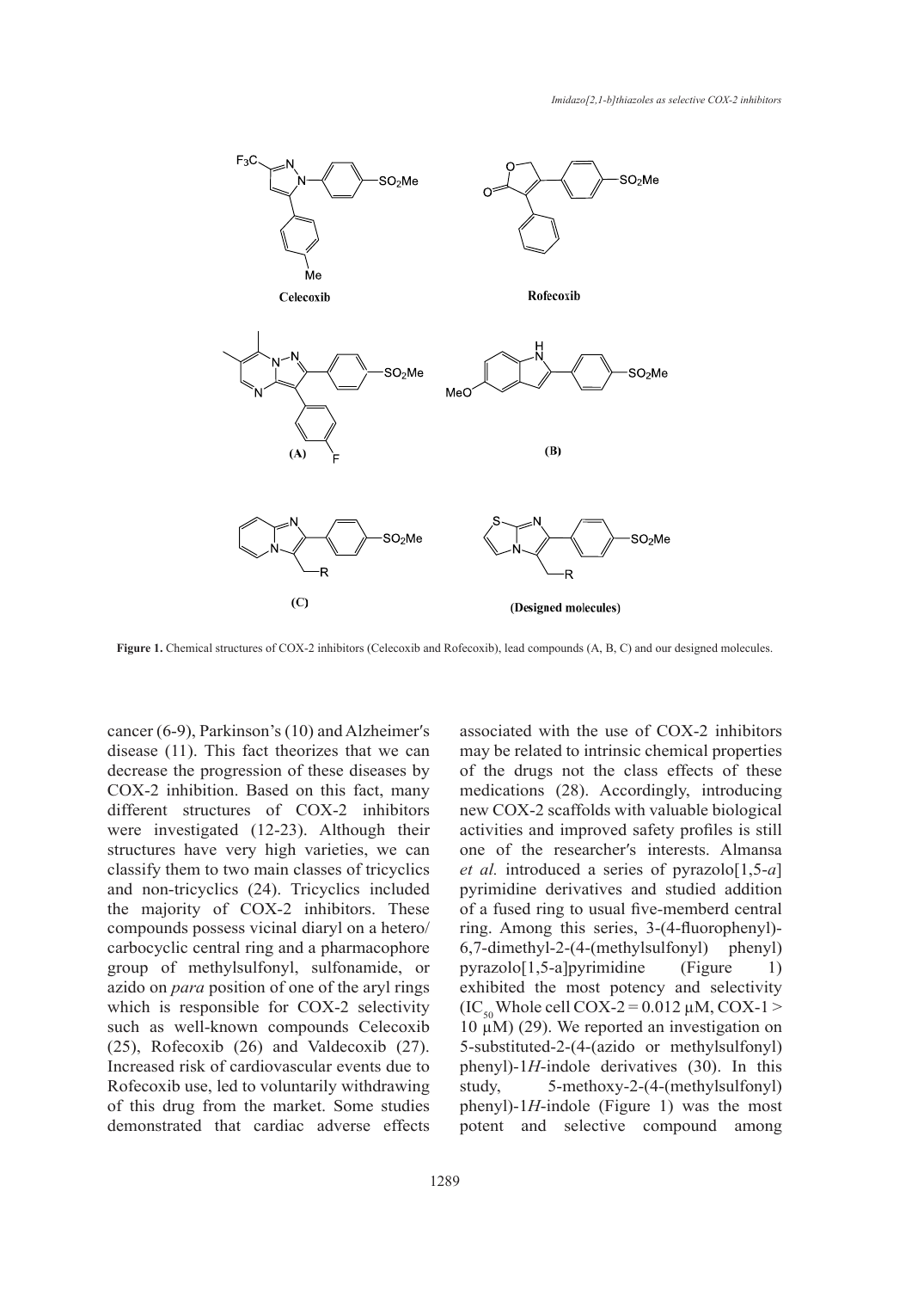Figure 1. Chemical structures of COX-2 inhibitors (Celecoxib and Rofecoxib), lead compounds (A, B, C) and our designed molecules.

cancer (6-9), Parkinson's (10) and Alzheimer′s disease (11). This fact theorizes that we can decrease the progression of these diseases by COX-2 inhibition. Based on this fact, many different structures of COX-2 inhibitors were investigated (12-23). Although their structures have very high varieties, we can classify them to two main classes of tricyclics and non-tricyclics (24). Tricyclics included the majority of COX-2 inhibitors. These compounds possess vicinal diaryl on a hetero/carbocyclic central ring and a pharmacophore group of methylsulfonyl, sulfonamide, or azido on *para* position of one of the aryl rings which is responsible for COX-2 selectivity such as well-known compounds Celecoxib (25), Rofecoxib (26) and Valdecoxib (27). Increased risk of cardiovascular events due to Rofecoxib use, led to voluntarily withdrawing of this drug from the market. Some studies demonstrated that cardiac adverse effects associated with the use of COX-2 inhibitors may be related to intrinsic chemical properties of the drugs not the class effects of these medications (28). Accordingly, introducing new COX-2 scaffolds with valuable biological activities and improved safety profiles is still one of the researcher′s interests. Almansa *et al.* introduced a series of pyrazolo[1,5-*a*] pyrimidine derivatives and studied addition of a fused ring to usual five-memberd central ring. Among this series, 3-(4-fluorophenyl)-6,7-dimethyl-2-(4-(methylsulfonyl) phenyl) pyrazolo[1,5-a]pyrimidine (Figure 1) exhibited the most potency and selectivity ($IC_{50}$ Whole cell COX-2 = 0.012 μM, COX-1 > 10 μM) (29). We reported an investigation on 5-substituted-2-(4-(azido or methylsulfonyl) phenyl)-1*H*-indole derivatives (30). In this study, 5-methoxy-2-(4-(methylsulfonyl) phenyl)-1*H*-indole (Figure 1) was the most potent and selective compound among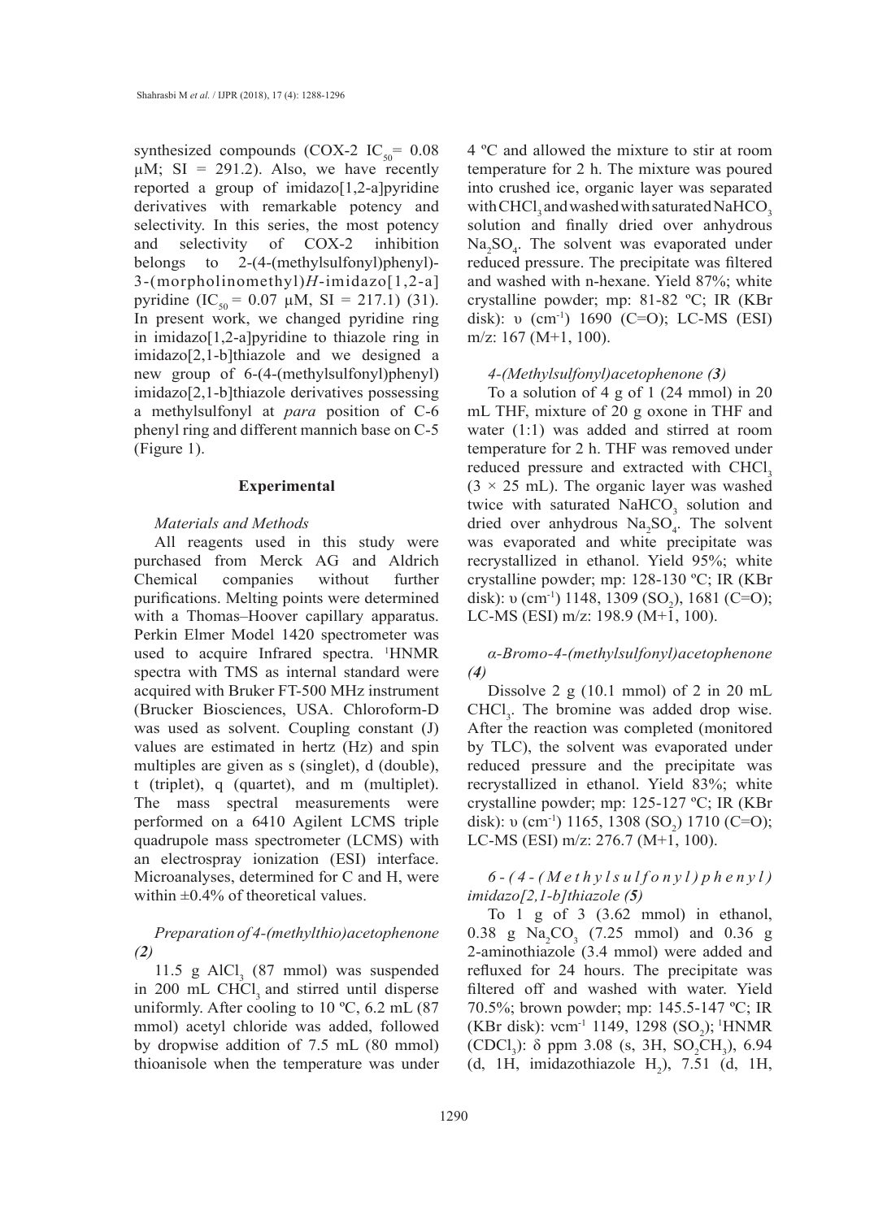synthesized compounds (COX-2 $IC_{50}$= 0.08 μM; SI = 291.2). Also, we have recently reported a group of imidazo[1,2-a]pyridine derivatives with remarkable potency and selectivity. In this series, the most potency and selectivity of COX-2 inhibition belongs to 2-(4-(methylsulfonyl)phenyl)-3-(morpholinomethyl)*H*-imidazo[1,2-a]pyridine ($IC_{50}$ = 0.07 μM, SI = 217.1) (31). In present work, we changed pyridine ring in imidazo[1,2-a]pyridine to thiazole ring in imidazo[2,1-b]thiazole and we designed a new group of 6-(4-(methylsulfonyl)phenyl)imidazo[2,1-b]thiazole derivatives possessing a methylsulfonyl at *para* position of C-6 phenyl ring and different mannich base on C-5 (Figure 1).

## Experimental

### *Materials and Methods*

All reagents used in this study were purchased from Merck AG and Aldrich Chemical companies without further purifications. Melting points were determined with a Thomas–Hoover capillary apparatus. Perkin Elmer Model 1420 spectrometer was used to acquire Infrared spectra. ¹HNMR spectra with TMS as internal standard were acquired with Bruker FT-500 MHz instrument (Brucker Biosciences, USA. Chloroform-D was used as solvent. Coupling constant (J) values are estimated in hertz (Hz) and spin multiples are given as s (singlet), d (double), t (triplet), q (quartet), and m (multiplet). The mass spectral measurements were performed on a 6410 Agilent LCMS triple quadrupole mass spectrometer (LCMS) with an electrospray ionization (ESI) interface. Microanalyses, determined for C and H, were within ±0.4% of theoretical values.

### *Preparation of 4-(methylthio)acetophenone (2)*

11.5 g $AlCl_3$ (87 mmol) was suspended in 200 mL $CHCl_3$ and stirred until disperse uniformly. After cooling to 10 ºC, 6.2 mL (87 mmol) acetyl chloride was added, followed by dropwise addition of 7.5 mL (80 mmol) thioanisole when the temperature was under 4 ºC and allowed the mixture to stir at room temperature for 2 h. The mixture was poured into crushed ice, organic layer was separated with $CHCl_3$ and washed with saturated $NaHCO_3$ solution and finally dried over anhydrous $Na_2SO_4$. The solvent was evaporated under reduced pressure. The precipitate was filtered and washed with n-hexane. Yield 87%; white crystalline powder; mp: 81-82 ºC; IR (KBr disk): υ ($cm^{-1}$) 1690 (C=O); LC-MS (ESI) m/z: 167 (M+1, 100).

### *4-(Methylsulfonyl)acetophenone (3)*

To a solution of 4 g of 1 (24 mmol) in 20 mL THF, mixture of 20 g oxone in THF and water (1:1) was added and stirred at room temperature for 2 h. THF was removed under reduced pressure and extracted with $CHCl_3$ (3 × 25 mL). The organic layer was washed twice with saturated $NaHCO_3$ solution and dried over anhydrous $Na_2SO_4$. The solvent was evaporated and white precipitate was recrystallized in ethanol. Yield 95%; white crystalline powder; mp: 128-130 ºC; IR (KBr disk): υ ($cm^{-1}$) 1148, 1309 ($SO_2$), 1681 (C=O); LC-MS (ESI) m/z: 198.9 (M+1, 100).

### *α-Bromo-4-(methylsulfonyl)acetophenone (4)*

Dissolve 2 g (10.1 mmol) of 2 in 20 mL $CHCl_3$. The bromine was added drop wise. After the reaction was completed (monitored by TLC), the solvent was evaporated under reduced pressure and the precipitate was recrystallized in ethanol. Yield 83%; white crystalline powder; mp: 125-127 ºC; IR (KBr disk): υ ($cm^{-1}$) 1165, 1308 ($SO_2$) 1710 (C=O); LC-MS (ESI) m/z: 276.7 (M+1, 100).

### *6-(4-(Methylsulfonyl)phenyl)imidazo[2,1-b]thiazole (5)*

To 1 g of 3 (3.62 mmol) in ethanol, 0.38 g $Na_2CO_3$ (7.25 mmol) and 0.36 g 2-aminothiazole (3.4 mmol) were added and refluxed for 24 hours. The precipitate was filtered off and washed with water. Yield 70.5%; brown powder; mp: 145.5-147 ºC; IR (KBr disk): ν$cm^{-1}$ 1149, 1298 ($SO_2$); ¹HNMR ($CDCl_3$): δ ppm 3.08 (s, 3H, $SO_2CH_3$), 6.94 (d, 1H, imidazothiazole $H_2$), 7.51 (d, 1H,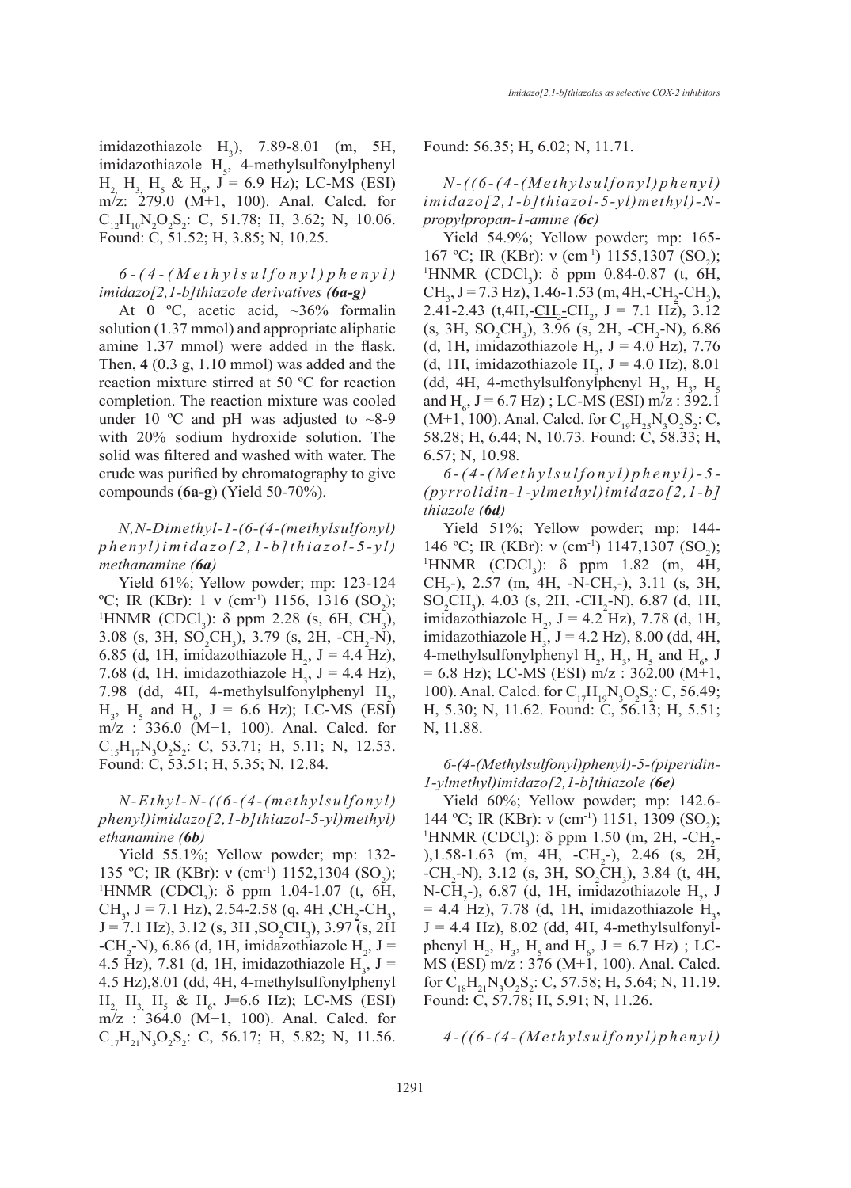imidazothiazole $H_3$), 7.89-8.01 (m, 5H, imidazothiazole $H_5$, 4-methylsulfonylphenyl $H_2$, $H_3$, $H_5$ & $H_6$, J = 6.9 Hz); LC-MS (ESI) m/z: 279.0 (M+1, 100). Anal. Calcd. for $C_{12}H_{10}N_2O_2S_2$: C, 51.78; H, 3.62; N, 10.06. Found: C, 51.52; H, 3.85; N, 10.25.

### *6-(4-(Methylsulfonyl)phenyl)imidazo[2,1-b]thiazole derivatives (6a-g)*

At 0 ºC, acetic acid, ~36% formalin solution (1.37 mmol) and appropriate aliphatic amine 1.37 mmol) were added in the flask. Then, **4** (0.3 g, 1.10 mmol) was added and the reaction mixture stirred at 50 ºC for reaction completion. The reaction mixture was cooled under 10 ºC and pH was adjusted to ~8-9 with 20% sodium hydroxide solution. The solid was filtered and washed with water. The crude was purified by chromatography to give compounds (**6a-g**) (Yield 50-70%).

### *N,N-Dimethyl-1-(6-(4-(methylsulfonyl)phenyl)imidazo[2,1-b]thiazol-5-yl)methanamine (6a)*

Yield 61%; Yellow powder; mp: 123-124 ºC; IR (KBr): 1 ν ($cm^{-1}$) 1156, 1316 ($SO_2$); $^1$HNMR ($CDCl_3$): δ ppm 2.28 (s, 6H, $CH_3$), 3.08 (s, 3H, $SO_2CH_3$), 3.79 (s, 2H, -$CH_2$-N), 6.85 (d, 1H, imidazothiazole $H_2$, J = 4.4 Hz), 7.68 (d, 1H, imidazothiazole $H_3$, J = 4.4 Hz), 7.98 (dd, 4H, 4-methylsulfonylphenyl $H_2$, $H_3$, $H_5$ and $H_6$, J = 6.6 Hz); LC-MS (ESI) m/z : 336.0 (M+1, 100). Anal. Calcd. for $C_{15}H_{17}N_3O_2S_2$: C, 53.71; H, 5.11; N, 12.53. Found: C, 53.51; H, 5.35; N, 12.84.

### *N-Ethyl-N-((6-(4-(methylsulfonyl)phenyl)imidazo[2,1-b]thiazol-5-yl)methyl)ethanamine (6b)*

Yield 55.1%; Yellow powder; mp: 132-135 ºC; IR (KBr): ν ($cm^{-1}$) 1152,1304 ($SO_2$); $^1$HNMR ($CDCl_3$): δ ppm 1.04-1.07 (t, 6H, $CH_3$, J = 7.1 Hz), 2.54-2.58 (q, 4H ,<u>$CH_2$</u>-$CH_3$, J = 7.1 Hz), 3.12 (s, 3H ,$SO_2CH_3$), 3.97 (s, 2H -$CH_2$-N), 6.86 (d, 1H, imidazothiazole $H_2$, J = 4.5 Hz), 7.81 (d, 1H, imidazothiazole $H_3$, J = 4.5 Hz),8.01 (dd, 4H, 4-methylsulfonylphenyl $H_2$, $H_3$, $H_5$ & $H_6$, J=6.6 Hz); LC-MS (ESI) m/z : 364.0 (M+1, 100). Anal. Calcd. for $C_{17}H_{21}N_3O_2S_2$: C, 56.17; H, 5.82; N, 11.56. Found: 56.35; H, 6.02; N, 11.71.

### *N-((6-(4-(Methylsulfonyl)phenyl)imidazo[2,1-b]thiazol-5-yl)methyl)-N-propylpropan-1-amine (6c)*

Yield 54.9%; Yellow powder; mp: 165-167 ºC; IR (KBr): ν ($cm^{-1}$) 1155,1307 ($SO_2$); $^1$HNMR ($CDCl_3$): δ ppm 0.84-0.87 (t, 6H, $CH_3$, J = 7.3 Hz), 1.46-1.53 (m, 4H,-<u>$CH_2$</u>-$CH_3$), 2.41-2.43 (t,4H,-<u>$CH_2$</u>-$CH_2$, J = 7.1 Hz), 3.12 (s, 3H, $SO_2CH_3$), 3.96 (s, 2H, -$CH_2$-N), 6.86 (d, 1H, imidazothiazole $H_2$, J = 4.0 Hz), 7.76 (d, 1H, imidazothiazole $H_3$, J = 4.0 Hz), 8.01 (dd, 4H, 4-methylsulfonylphenyl $H_2$, $H_3$, $H_5$ and $H_6$, J = 6.7 Hz) ; LC-MS (ESI) m/z : 392.1 (M+1, 100). Anal. Calcd. for $C_{19}H_{25}N_3O_2S_2$: C, 58.28; H, 6.44; N, 10.73. Found: C, 58.33; H, 6.57; N, 10.98.

### *6-(4-(Methylsulfonyl)phenyl)-5-(pyrrolidin-1-ylmethyl)imidazo[2,1-b]thiazole (6d)*

Yield 51%; Yellow powder; mp: 144-146 ºC; IR (KBr): ν ($cm^{-1}$) 1147,1307 ($SO_2$); $^1$HNMR ($CDCl_3$): δ ppm 1.82 (m, 4H, $CH_2$-), 2.57 (m, 4H, -N-$CH_2$-), 3.11 (s, 3H, $SO_2CH_3$), 4.03 (s, 2H, -$CH_2$-N), 6.87 (d, 1H, imidazothiazole $H_2$, J = 4.2 Hz), 7.78 (d, 1H, imidazothiazole $H_3$, J = 4.2 Hz), 8.00 (dd, 4H, 4-methylsulfonylphenyl $H_2$, $H_3$, $H_5$ and $H_6$, J = 6.8 Hz); LC-MS (ESI) m/z : 362.00 (M+1, 100). Anal. Calcd. for $C_{17}H_{19}N_3O_2S_2$: C, 56.49; H, 5.30; N, 11.62. Found: C, 56.13; H, 5.51; N, 11.88.

### *6-(4-(Methylsulfonyl)phenyl)-5-(piperidin-1-ylmethyl)imidazo[2,1-b]thiazole (6e)*

Yield 60%; Yellow powder; mp: 142.6-144 ºC; IR (KBr): ν ($cm^{-1}$) 1151, 1309 ($SO_2$); $^1$HNMR ($CDCl_3$): δ ppm 1.50 (m, 2H, -$CH_2$-),1.58-1.63 (m, 4H, -$CH_2$-), 2.46 (s, 2H, -$CH_2$-N), 3.12 (s, 3H, $SO_2CH_3$), 3.84 (t, 4H, N-$CH_2$-), 6.87 (d, 1H, imidazothiazole $H_2$, J = 4.4 Hz), 7.78 (d, 1H, imidazothiazole $H_3$, J = 4.4 Hz), 8.02 (dd, 4H, 4-methylsulfonylphenyl $H_2$, $H_3$, $H_5$ and $H_6$, J = 6.7 Hz) ; LC-MS (ESI) m/z : 376 (M+1, 100). Anal. Calcd. for $C_{18}H_{21}N_3O_2S_2$: C, 57.58; H, 5.64; N, 11.19. Found: C, 57.78; H, 5.91; N, 11.26.

*4-((6-(4-(Methylsulfonyl)phenyl)*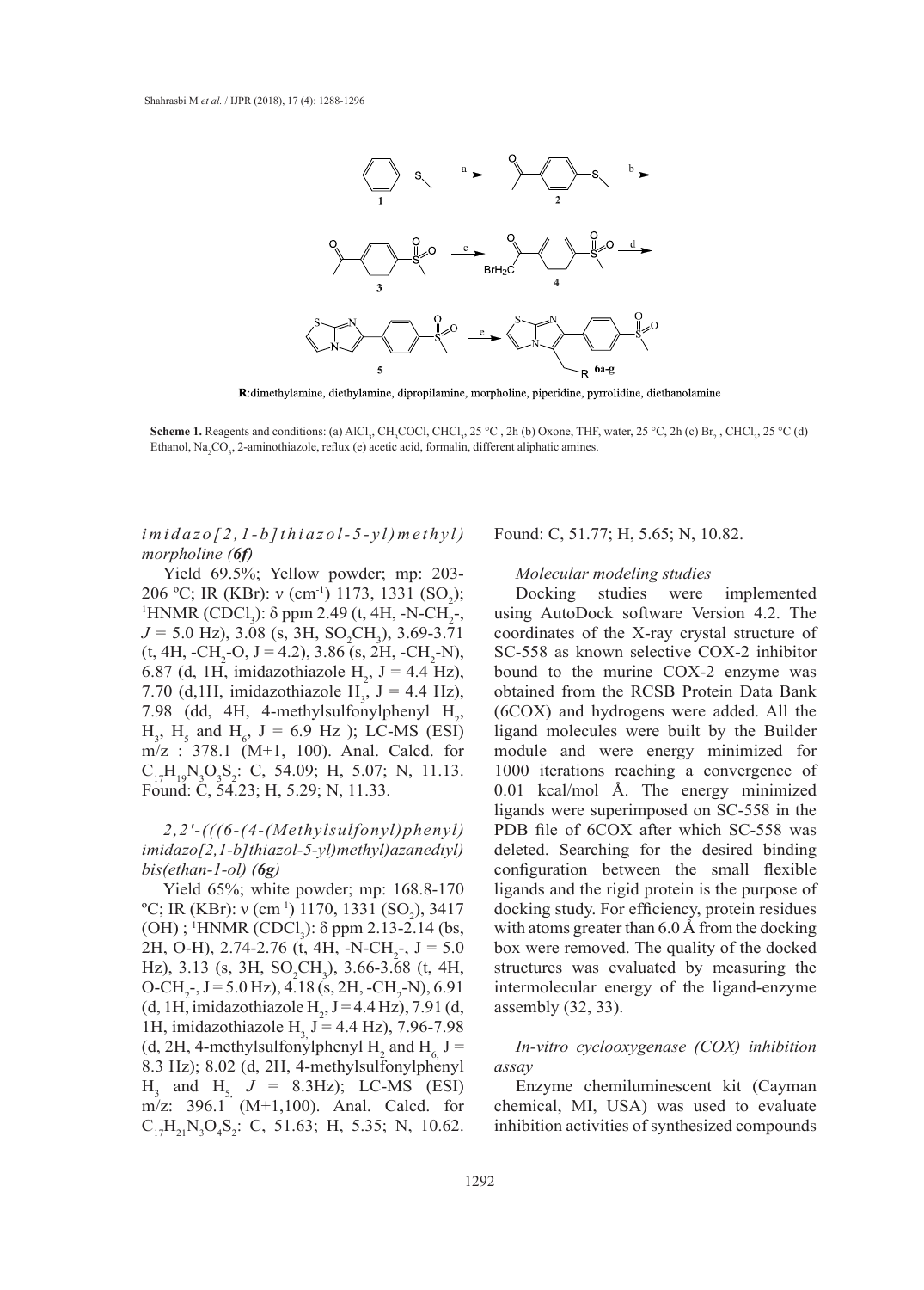**R**:dimethylamine, diethylamine, dipropilamine, morpholine, piperidine, pyrrolidine, diethanolamine

**Scheme 1.** Reagents and conditions: (a) $AlCl_3$, $CH_3COCl$, $CHCl_3$, 25 °C , 2h (b) Oxone, THF, water, 25 °C, 2h (c) $Br_2$ , $CHCl_3$, 25 °C (d) Ethanol, $Na_2CO_3$, 2-aminothiazole, reflux (e) acetic acid, formalin, different aliphatic amines.

*imidazo[2,1-b]thiazol-5-yl)methyl) morpholine (**6f**)*

Yield 69.5%; Yellow powder; mp: 203-206 ºC; IR (KBr): ν ($cm^{-1}$) 1173, 1331 ($SO_2$); $^1$HNMR ($CDCl_3$): δ ppm 2.49 (t, 4H, -N-$CH_2$-, $J$ = 5.0 Hz), 3.08 (s, 3H, $SO_2CH_3$), 3.69-3.71 (t, 4H, -$CH_2$-O, J = 4.2), 3.86 (s, 2H, -$CH_2$-N), 6.87 (d, 1H, imidazothiazole $H_2$, J = 4.4 Hz), 7.70 (d,1H, imidazothiazole $H_3$, J = 4.4 Hz), 7.98 (dd, 4H, 4-methylsulfonylphenyl $H_2$, $H_3$, $H_5$ and $H_6$, J = 6.9 Hz ); LC-MS (ESI) m/z : 378.1 (M+1, 100). Anal. Calcd. for $C_{17}H_{19}N_3O_3S_2$: C, 54.09; H, 5.07; N, 11.13. Found: C, 54.23; H, 5.29; N, 11.33.

*2,2'-(((6-(4-(Methylsulfonyl)phenyl) imidazo[2,1-b]thiazol-5-yl)methyl)azanediyl) bis(ethan-1-ol) (**6g**)*

Yield 65%; white powder; mp: 168.8-170 ºC; IR (KBr): ν ($cm^{-1}$) 1170, 1331 ($SO_2$), 3417 (OH) ; $^1$HNMR ($CDCl_3$): δ ppm 2.13-2.14 (bs, 2H, O-H), 2.74-2.76 (t, 4H, -N-$CH_2$-, J = 5.0 Hz), 3.13 (s, 3H, $SO_2CH_3$), 3.66-3.68 (t, 4H, O-$CH_2$-, J = 5.0 Hz), 4.18 (s, 2H, -$CH_2$-N), 6.91 (d, 1H, imidazothiazole $H_2$, J = 4.4 Hz), 7.91 (d, 1H, imidazothiazole $H_3$, J = 4.4 Hz), 7.96-7.98 (d, 2H, 4-methylsulfonylphenyl $H_2$ and $H_6$, J = 8.3 Hz); 8.02 (d, 2H, 4-methylsulfonylphenyl $H_3$ and $H_5$, $J$ = 8.3Hz); LC-MS (ESI) m/z: 396.1 (M+1,100). Anal. Calcd. for $C_{17}H_{21}N_3O_4S_2$: C, 51.63; H, 5.35; N, 10.62. Found: C, 51.77; H, 5.65; N, 10.82.

*Molecular modeling studies*

Docking studies were implemented using AutoDock software Version 4.2. The coordinates of the X-ray crystal structure of SC-558 as known selective COX-2 inhibitor bound to the murine COX-2 enzyme was obtained from the RCSB Protein Data Bank (6COX) and hydrogens were added. All the ligand molecules were built by the Builder module and were energy minimized for 1000 iterations reaching a convergence of 0.01 kcal/mol Å. The energy minimized ligands were superimposed on SC-558 in the PDB file of 6COX after which SC-558 was deleted. Searching for the desired binding configuration between the small flexible ligands and the rigid protein is the purpose of docking study. For efficiency, protein residues with atoms greater than 6.0 Å from the docking box were removed. The quality of the docked structures was evaluated by measuring the intermolecular energy of the ligand-enzyme assembly (32, 33).

*In-vitro cyclooxygenase (COX) inhibition assay*

Enzyme chemiluminescent kit (Cayman chemical, MI, USA) was used to evaluate inhibition activities of synthesized compounds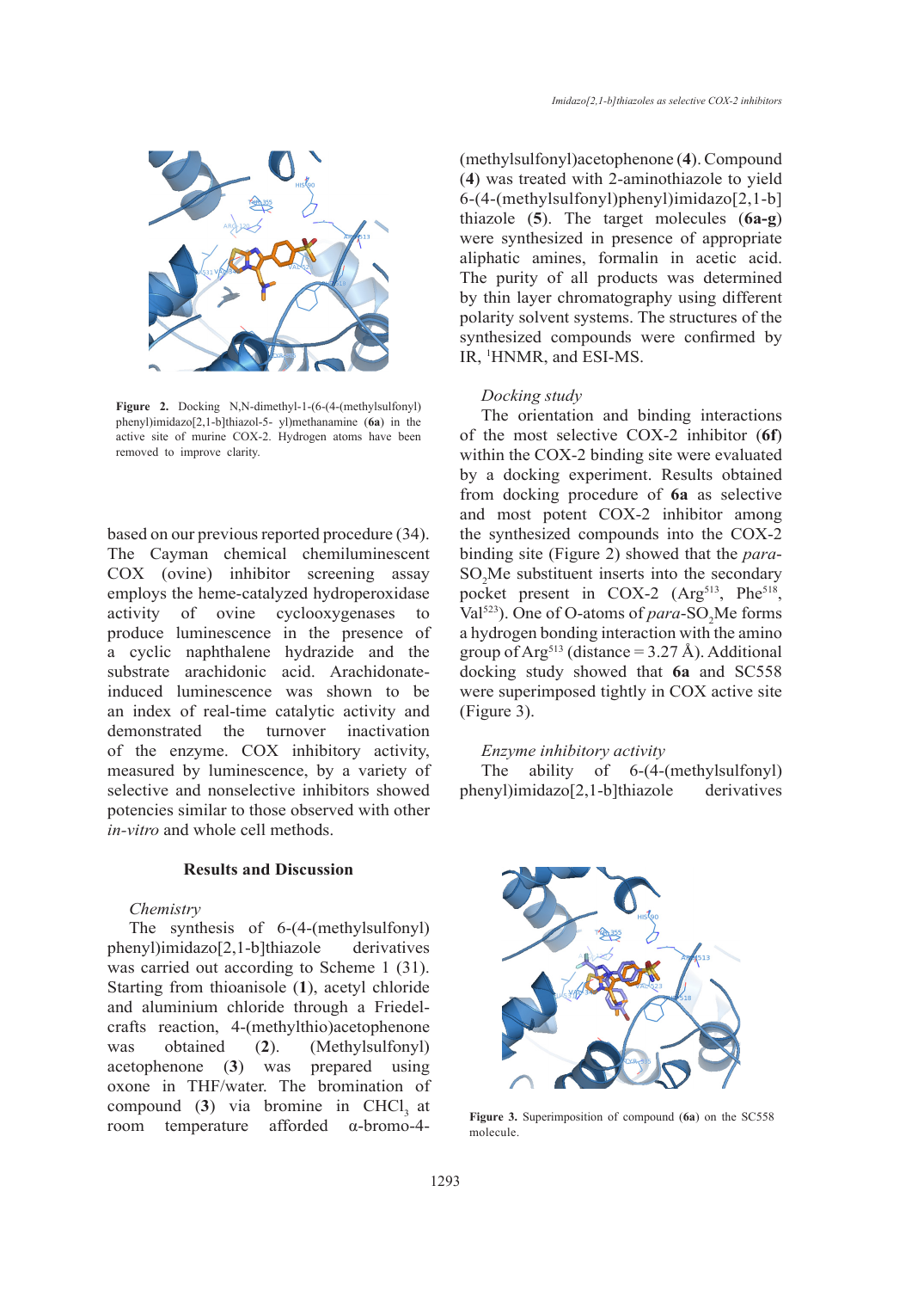Figure 2. Docking N,N-dimethyl-1-(6-(4-(methylsulfonyl) phenyl)imidazo[2,1-b]thiazol-5- yl)methanamine (**6a**) in the active site of murine COX-2. Hydrogen atoms have been removed to improve clarity.

based on our previous reported procedure (34). The Cayman chemical chemiluminescent COX (ovine) inhibitor screening assay employs the heme-catalyzed hydroperoxidase activity of ovine cyclooxygenases to produce luminescence in the presence of a cyclic naphthalene hydrazide and the substrate arachidonic acid. Arachidonate-induced luminescence was shown to be an index of real-time catalytic activity and demonstrated the turnover inactivation of the enzyme. COX inhibitory activity, measured by luminescence, by a variety of selective and nonselective inhibitors showed potencies similar to those observed with other *in-vitro* and whole cell methods.

## Results and Discussion

### *Chemistry*

The synthesis of 6-(4-(methylsulfonyl) phenyl)imidazo[2,1-b]thiazole derivatives was carried out according to Scheme 1 (31). Starting from thioanisole (**1**), acetyl chloride and aluminium chloride through a Friedel-crafts reaction, 4-(methylthio)acetophenone was obtained (**2**). (Methylsulfonyl) acetophenone (**3**) was prepared using oxone in THF/water. The bromination of compound (**3**) via bromine in $CHCl_3$ at room temperature afforded α-bromo-4-(methylsulfonyl)acetophenone (**4**). Compound (**4**) was treated with 2-aminothiazole to yield 6-(4-(methylsulfonyl)phenyl)imidazo[2,1-b] thiazole (**5**). The target molecules (**6a-g**) were synthesized in presence of appropriate aliphatic amines, formalin in acetic acid. The purity of all products was determined by thin layer chromatography using different polarity solvent systems. The structures of the synthesized compounds were confirmed by IR, $^1$HNMR, and ESI-MS.

### *Docking study*

The orientation and binding interactions of the most selective COX-2 inhibitor (**6f**) within the COX-2 binding site were evaluated by a docking experiment. Results obtained from docking procedure of **6a** as selective and most potent COX-2 inhibitor among the synthesized compounds into the COX-2 binding site (Figure 2) showed that the *para*-$SO_2$Me substituent inserts into the secondary pocket present in COX-2 ($Arg^{513}$, $Phe^{518}$, $Val^{523}$). One of O-atoms of *para*-$SO_2$Me forms a hydrogen bonding interaction with the amino group of $Arg^{513}$ (distance = 3.27 Å). Additional docking study showed that **6a** and SC558 were superimposed tightly in COX active site (Figure 3).

### *Enzyme inhibitory activity*

The ability of 6-(4-(methylsulfonyl) phenyl)imidazo[2,1-b]thiazole derivatives

Figure 3. Superimposition of compound (**6a**) on the SC558 molecule.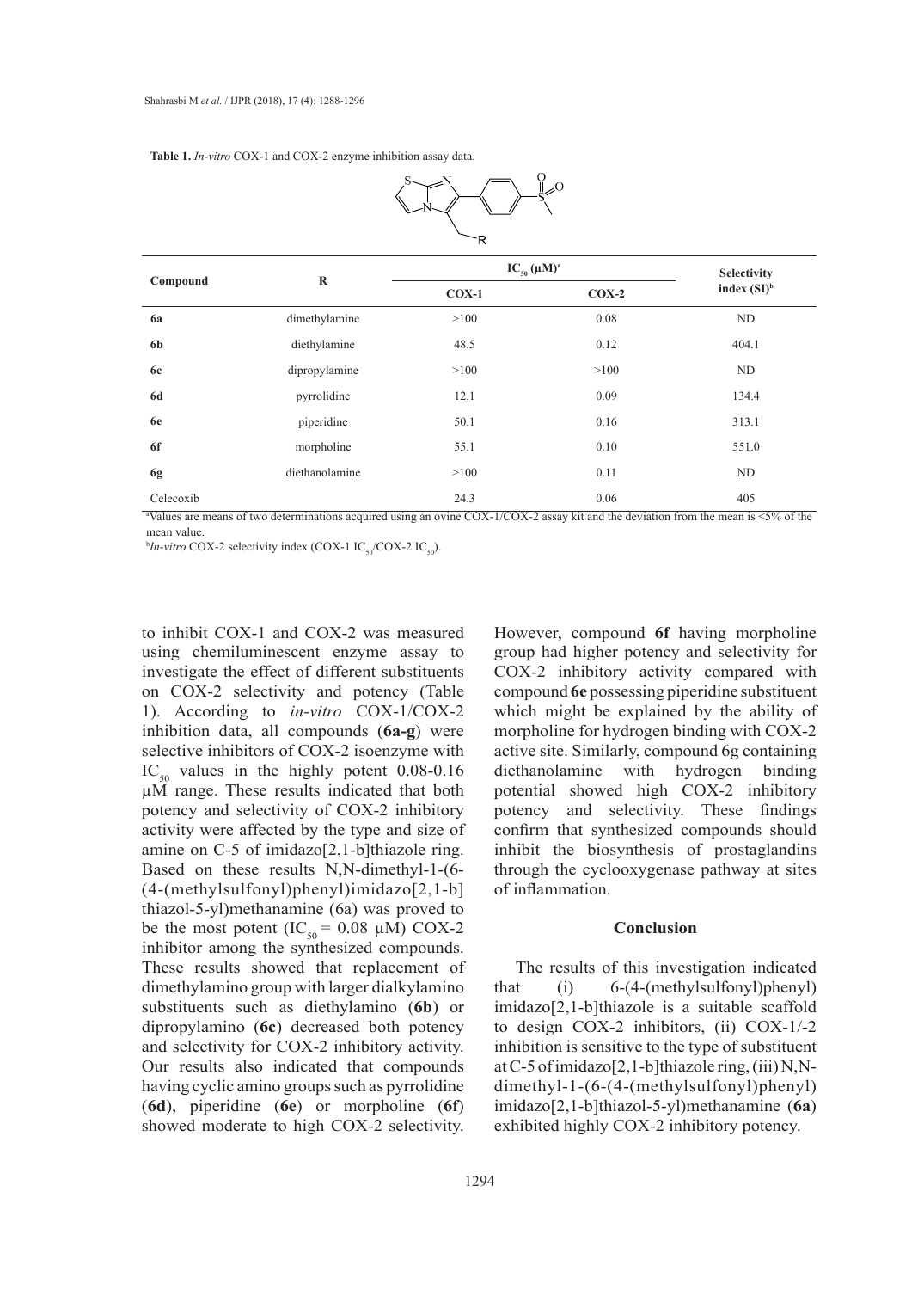**Table 1.** *In-vitro* COX-1 and COX-2 enzyme inhibition assay data.

| Compound | R | $IC_{50}$ (μM)[a] | | Selectivity index (SI)[b] |
|---|---|---|---|---|
| | | COX-1 | COX-2 | |
| **6a** | dimethylamine | >100 | 0.08 | ND |
| **6b** | diethylamine | 48.5 | 0.12 | 404.1 |
| **6c** | dipropylamine | >100 | >100 | ND |
| **6d** | pyrrolidine | 12.1 | 0.09 | 134.4 |
| **6e** | piperidine | 50.1 | 0.16 | 313.1 |
| **6f** | morpholine | 55.1 | 0.10 | 551.0 |
| **6g** | diethanolamine | >100 | 0.11 | ND |
| Celecoxib | | 24.3 | 0.06 | 405 |

[a]Values are means of two determinations acquired using an ovine COX-1/COX-2 assay kit and the deviation from the mean is <5% of the mean value.

[b]*In-vitro* COX-2 selectivity index (COX-1 $IC_{50}$/COX-2 $IC_{50}$).

to inhibit COX-1 and COX-2 was measured using chemiluminescent enzyme assay to investigate the effect of different substituents on COX-2 selectivity and potency (Table 1). According to *in-vitro* COX-1/COX-2 inhibition data, all compounds (**6a-g**) were selective inhibitors of COX-2 isoenzyme with $IC_{50}$ values in the highly potent 0.08-0.16 µM range. These results indicated that both potency and selectivity of COX-2 inhibitory activity were affected by the type and size of amine on C-5 of imidazo[2,1-b]thiazole ring. Based on these results N,N-dimethyl-1-(6-(4-(methylsulfonyl)phenyl)imidazo[2,1-b]thiazol-5-yl)methanamine (6a) was proved to be the most potent ($IC_{50}$ = 0.08 µM) COX-2 inhibitor among the synthesized compounds. These results showed that replacement of dimethylamino group with larger dialkylamino substituents such as diethylamino (**6b**) or dipropylamino (**6c**) decreased both potency and selectivity for COX-2 inhibitory activity. Our results also indicated that compounds having cyclic amino groups such as pyrrolidine (**6d**), piperidine (**6e**) or morpholine (**6f**) showed moderate to high COX-2 selectivity. However, compound **6f** having morpholine group had higher potency and selectivity for COX-2 inhibitory activity compared with compound **6e** possessing piperidine substituent which might be explained by the ability of morpholine for hydrogen binding with COX-2 active site. Similarly, compound 6g containing diethanolamine with hydrogen binding potential showed high COX-2 inhibitory potency and selectivity. These findings confirm that synthesized compounds should inhibit the biosynthesis of prostaglandins through the cyclooxygenase pathway at sites of inflammation.

## Conclusion

The results of this investigation indicated that (i) 6-(4-(methylsulfonyl)phenyl)imidazo[2,1-b]thiazole is a suitable scaffold to design COX-2 inhibitors, (ii) COX-1/-2 inhibition is sensitive to the type of substituent at C-5 of imidazo[2,1-b]thiazole ring, (iii) N,N-dimethyl-1-(6-(4-(methylsulfonyl)phenyl)imidazo[2,1-b]thiazol-5-yl)methanamine (**6a**) exhibited highly COX-2 inhibitory potency.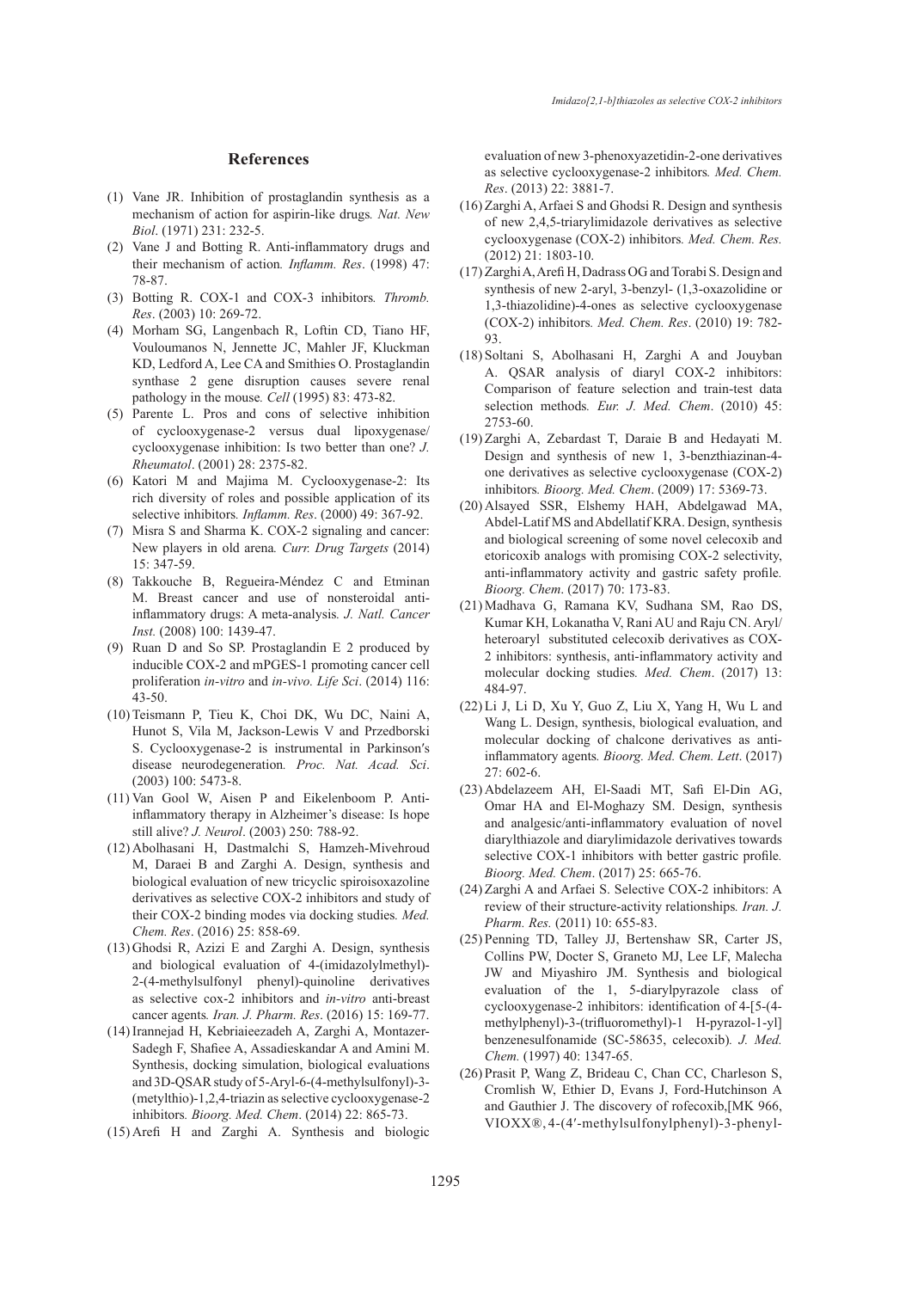## References

(1) Vane JR. Inhibition of prostaglandin synthesis as a mechanism of action for aspirin-like drugs. *Nat. New Biol*. (1971) 231: 232-5.

(2) Vane J and Botting R. Anti-inflammatory drugs and their mechanism of action. *Inflamm. Res*. (1998) 47: 78-87.

(3) Botting R. COX-1 and COX-3 inhibitors. *Thromb. Res*. (2003) 10: 269-72.

(4) Morham SG, Langenbach R, Loftin CD, Tiano HF, Vouloumanos N, Jennette JC, Mahler JF, Kluckman KD, Ledford A, Lee CA and Smithies O. Prostaglandin synthase 2 gene disruption causes severe renal pathology in the mouse. *Cell* (1995) 83: 473-82.

(5) Parente L. Pros and cons of selective inhibition of cyclooxygenase-2 versus dual lipoxygenase/cyclooxygenase inhibition: Is two better than one? *J. Rheumatol*. (2001) 28: 2375-82.

(6) Katori M and Majima M. Cyclooxygenase-2: Its rich diversity of roles and possible application of its selective inhibitors. *Inflamm. Res*. (2000) 49: 367-92.

(7) Misra S and Sharma K. COX-2 signaling and cancer: New players in old arena. *Curr. Drug Targets* (2014) 15: 347-59.

(8) Takkouche B, Regueira-Méndez C and Etminan M. Breast cancer and use of nonsteroidal anti-inflammatory drugs: A meta-analysis. *J. Natl. Cancer Inst.* (2008) 100: 1439-47.

(9) Ruan D and So SP. Prostaglandin E 2 produced by inducible COX-2 and mPGES-1 promoting cancer cell proliferation *in-vitro* and *in-vivo*. *Life Sci*. (2014) 116: 43-50.

(10) Teismann P, Tieu K, Choi DK, Wu DC, Naini A, Hunot S, Vila M, Jackson-Lewis V and Przedborski S. Cyclooxygenase-2 is instrumental in Parkinson′s disease neurodegeneration. *Proc. Nat. Acad. Sci*. (2003) 100: 5473-8.

(11) Van Gool W, Aisen P and Eikelenboom P. Anti-inflammatory therapy in Alzheimer's disease: Is hope still alive? *J. Neurol*. (2003) 250: 788-92.

(12) Abolhasani H, Dastmalchi S, Hamzeh-Mivehroud M, Daraei B and Zarghi A. Design, synthesis and biological evaluation of new tricyclic spiroisoxazoline derivatives as selective COX-2 inhibitors and study of their COX-2 binding modes via docking studies. *Med. Chem. Res*. (2016) 25: 858-69.

(13) Ghodsi R, Azizi E and Zarghi A. Design, synthesis and biological evaluation of 4-(imidazolylmethyl)-2-(4-methylsulfonyl phenyl)-quinoline derivatives as selective cox-2 inhibitors and *in-vitro* anti-breast cancer agents. *Iran. J. Pharm. Res*. (2016) 15: 169-77.

(14) Irannejad H, Kebriaieezadeh A, Zarghi A, Montazer-Sadegh F, Shafiee A, Assadieskandar A and Amini M. Synthesis, docking simulation, biological evaluations and 3D-QSAR study of 5-Aryl-6-(4-methylsulfonyl)-3-(metylthio)-1,2,4-triazin as selective cyclooxygenase-2 inhibitors. *Bioorg. Med. Chem*. (2014) 22: 865-73.

(15) Arefi H and Zarghi A. Synthesis and biologic evaluation of new 3-phenoxyazetidin-2-one derivatives as selective cyclooxygenase-2 inhibitors. *Med. Chem. Res*. (2013) 22: 3881-7.

(16) Zarghi A, Arfaei S and Ghodsi R. Design and synthesis of new 2,4,5-triarylimidazole derivatives as selective cyclooxygenase (COX-2) inhibitors. *Med. Chem. Res.* (2012) 21: 1803-10.

(17) Zarghi A, Arefi H, Dadrass OG and Torabi S. Design and synthesis of new 2-aryl, 3-benzyl- (1,3-oxazolidine or 1,3-thiazolidine)-4-ones as selective cyclooxygenase (COX-2) inhibitors. *Med. Chem. Res*. (2010) 19: 782-93.

(18) Soltani S, Abolhasani H, Zarghi A and Jouyban A. QSAR analysis of diaryl COX-2 inhibitors: Comparison of feature selection and train-test data selection methods. *Eur. J. Med. Chem*. (2010) 45: 2753-60.

(19) Zarghi A, Zebardast T, Daraie B and Hedayati M. Design and synthesis of new 1, 3-benzthiazinan-4-one derivatives as selective cyclooxygenase (COX-2) inhibitors. *Bioorg. Med. Chem*. (2009) 17: 5369-73.

(20) Alsayed SSR, Elshemy HAH, Abdelgawad MA, Abdel-Latif MS and Abdellatif KRA. Design, synthesis and biological screening of some novel celecoxib and etoricoxib analogs with promising COX-2 selectivity, anti-inflammatory activity and gastric safety profile. *Bioorg. Chem*. (2017) 70: 173-83.

(21) Madhava G, Ramana KV, Sudhana SM, Rao DS, Kumar KH, Lokanatha V, Rani AU and Raju CN. Aryl/heteroaryl substituted celecoxib derivatives as COX-2 inhibitors: synthesis, anti-inflammatory activity and molecular docking studies. *Med. Chem*. (2017) 13: 484-97.

(22) Li J, Li D, Xu Y, Guo Z, Liu X, Yang H, Wu L and Wang L. Design, synthesis, biological evaluation, and molecular docking of chalcone derivatives as anti-inflammatory agents. *Bioorg. Med. Chem. Lett*. (2017) 27: 602-6.

(23) Abdelazeem AH, El-Saadi MT, Safi El-Din AG, Omar HA and El-Moghazy SM. Design, synthesis and analgesic/anti-inflammatory evaluation of novel diarylthiazole and diarylimidazole derivatives towards selective COX-1 inhibitors with better gastric profile. *Bioorg. Med. Chem*. (2017) 25: 665-76.

(24) Zarghi A and Arfaei S. Selective COX-2 inhibitors: A review of their structure-activity relationships. *Iran. J. Pharm. Res.* (2011) 10: 655-83.

(25) Penning TD, Talley JJ, Bertenshaw SR, Carter JS, Collins PW, Docter S, Graneto MJ, Lee LF, Malecha JW and Miyashiro JM. Synthesis and biological evaluation of the 1, 5-diarylpyrazole class of cyclooxygenase-2 inhibitors: identification of 4-[5-(4-methylphenyl)-3-(trifluoromethyl)-1 H-pyrazol-1-yl] benzenesulfonamide (SC-58635, celecoxib). *J. Med. Chem.* (1997) 40: 1347-65.

(26) Prasit P, Wang Z, Brideau C, Chan CC, Charleson S, Cromlish W, Ethier D, Evans J, Ford-Hutchinson A and Gauthier J. The discovery of rofecoxib,[MK 966, VIOXX®, 4-(4′-methylsulfonylphenyl)-3-phenyl-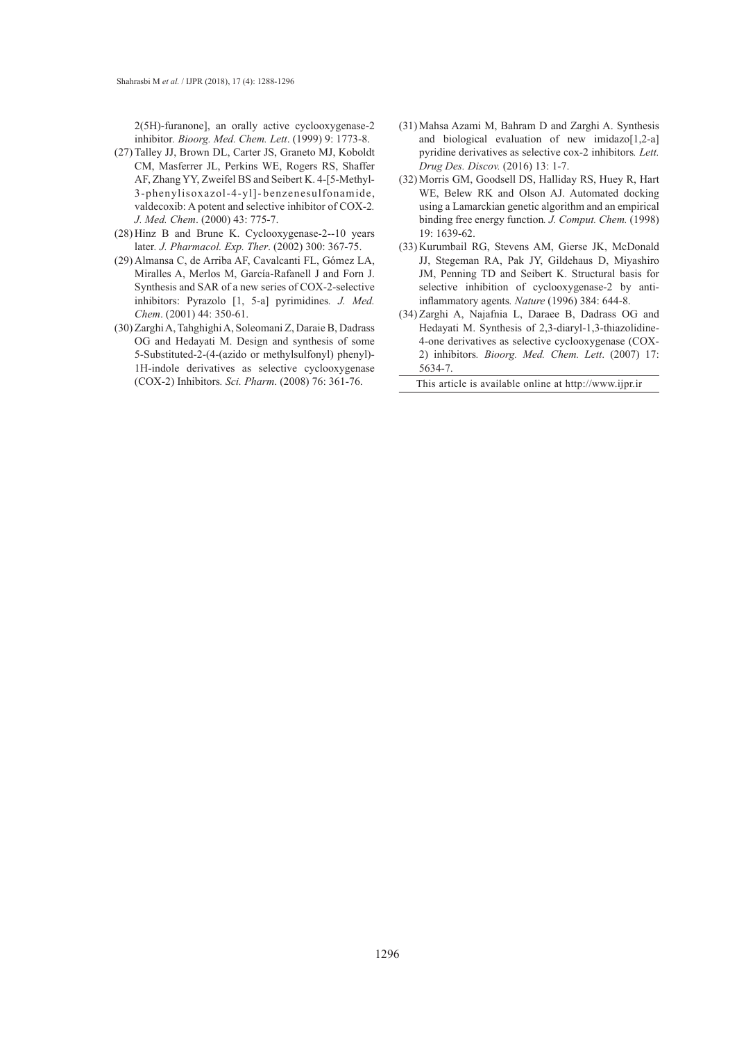2(5H)-furanone], an orally active cyclooxygenase-2 inhibitor. *Bioorg. Med. Chem. Lett*. (1999) 9: 1773-8.

(27) Talley JJ, Brown DL, Carter JS, Graneto MJ, Koboldt CM, Masferrer JL, Perkins WE, Rogers RS, Shaffer AF, Zhang YY, Zweifel BS and Seibert K. 4-[5-Methyl-3-phenylisoxazol-4-yl]-benzenesulfonamide, valdecoxib: A potent and selective inhibitor of COX-2. *J. Med. Chem*. (2000) 43: 775-7.

(28) Hinz B and Brune K. Cyclooxygenase-2--10 years later. *J. Pharmacol. Exp. Ther*. (2002) 300: 367-75.

(29) Almansa C, de Arriba AF, Cavalcanti FL, Gómez LA, Miralles A, Merlos M, García-Rafanell J and Forn J. Synthesis and SAR of a new series of COX-2-selective inhibitors: Pyrazolo [1, 5-a] pyrimidines. *J. Med. Chem*. (2001) 44: 350-61.

(30) Zarghi A, Tahghighi A, Soleomani Z, Daraie B, Dadrass OG and Hedayati M. Design and synthesis of some 5-Substituted-2-(4-(azido or methylsulfonyl) phenyl)-1H-indole derivatives as selective cyclooxygenase (COX-2) Inhibitors. *Sci. Pharm*. (2008) 76: 361-76.

(31) Mahsa Azami M, Bahram D and Zarghi A. Synthesis and biological evaluation of new imidazo[1,2-a] pyridine derivatives as selective cox-2 inhibitors. *Lett. Drug Des. Discov.* (2016) 13: 1-7.

(32) Morris GM, Goodsell DS, Halliday RS, Huey R, Hart WE, Belew RK and Olson AJ. Automated docking using a Lamarckian genetic algorithm and an empirical binding free energy function. *J. Comput. Chem.* (1998) 19: 1639-62.

(33) Kurumbail RG, Stevens AM, Gierse JK, McDonald JJ, Stegeman RA, Pak JY, Gildehaus D, Miyashiro JM, Penning TD and Seibert K. Structural basis for selective inhibition of cyclooxygenase-2 by anti-inflammatory agents. *Nature* (1996) 384: 644-8.

(34) Zarghi A, Najafnia L, Daraee B, Dadrass OG and Hedayati M. Synthesis of 2,3-diaryl-1,3-thiazolidine-4-one derivatives as selective cyclooxygenase (COX-2) inhibitors. *Bioorg. Med. Chem. Lett*. (2007) 17: 5634-7.

This article is available online at http://www.ijpr.ir